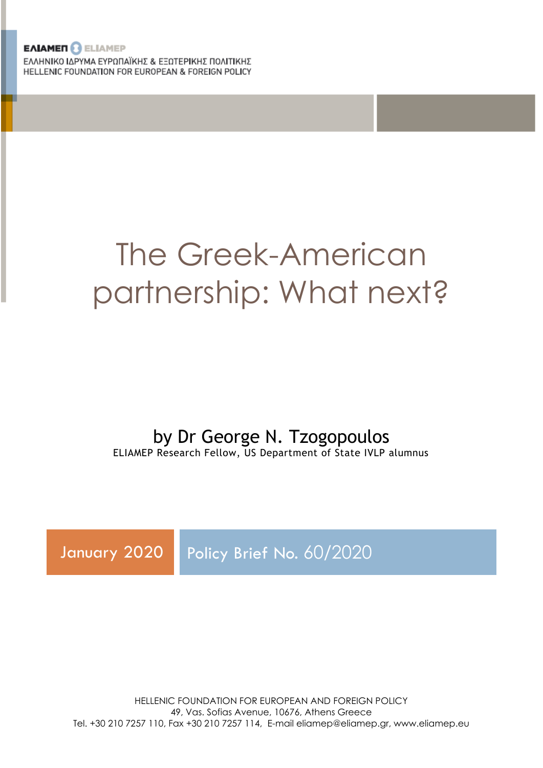ΕΛΙΑΜΕΠ ELIAMEP

ΕΛΛΗΝΙΚΟ ΙΔΡΥΜΑ ΕΥΡΩΠΑΪΚΗΣ & ΕΞΩΤΕΡΙΚΗΣ ΠΟΛΙΤΙΚΗΣ
HELLENIC FOUNDATION FOR EUROPEAN & FOREIGN POLICY

# The Greek-American partnership: What next?

by Dr George N. Tzogopoulos

ELIAMEP Research Fellow, US Department of State IVLP alumnus

January 2020 | Policy Brief No. 60/2020

HELLENIC FOUNDATION FOR EUROPEAN AND FOREIGN POLICY
49, Vas. Sofias Avenue, 10676, Athens Greece
Tel. +30 210 7257 110, Fax +30 210 7257 114, E-mail eliamep@eliamep.gr, www.eliamep.eu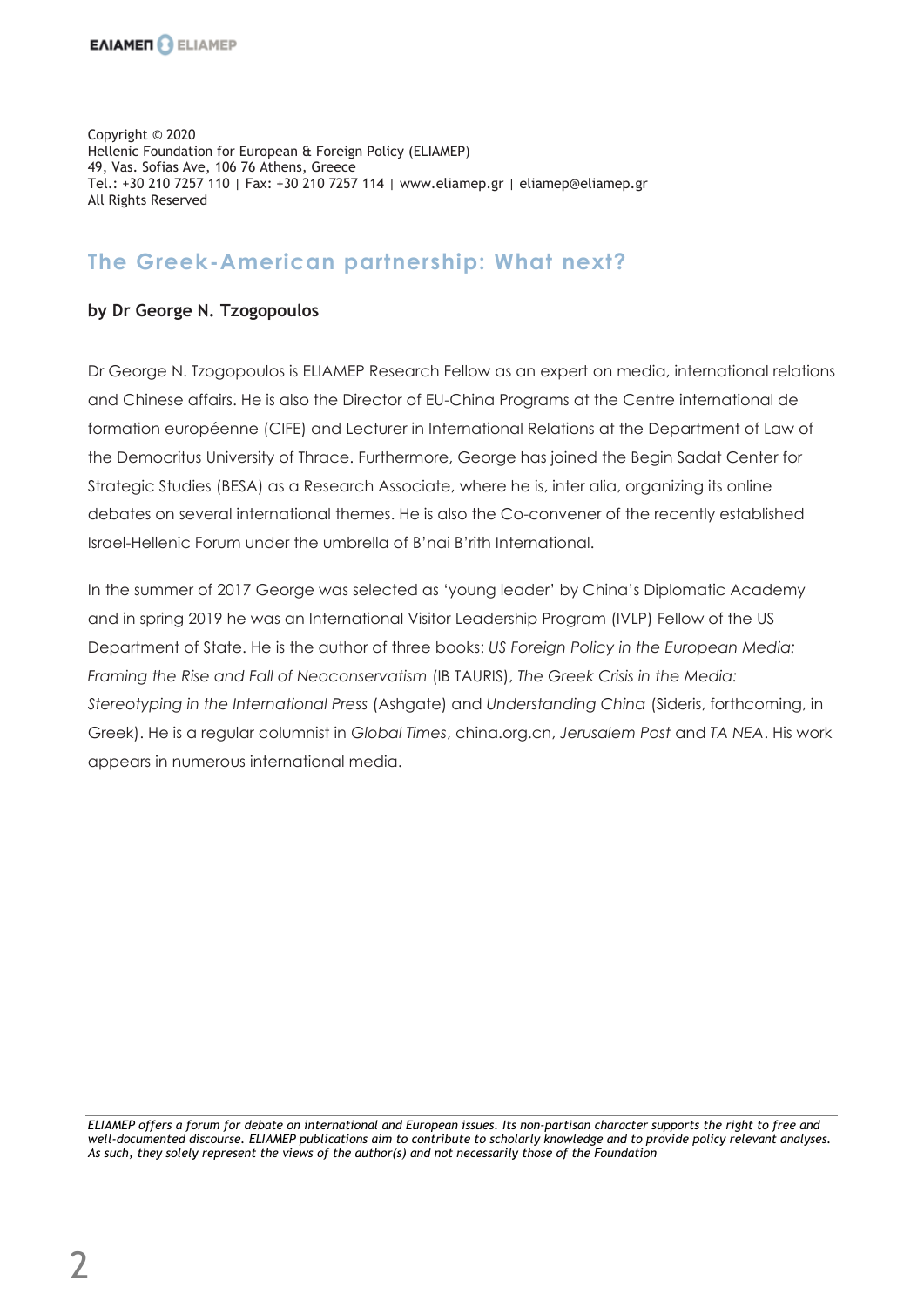Copyright © 2020
Hellenic Foundation for European & Foreign Policy (ELIAMEP)
49, Vas. Sofias Ave, 106 76 Athens, Greece
Tel.: +30 210 7257 110 | Fax: +30 210 7257 114 | www.eliamep.gr | eliamep@eliamep.gr
All Rights Reserved

## The Greek-American partnership: What next?

**by Dr George N. Tzogopoulos**

Dr George N. Tzogopoulos is ELIAMEP Research Fellow as an expert on media, international relations and Chinese affairs. He is also the Director of EU-China Programs at the Centre international de formation européenne (CIFE) and Lecturer in International Relations at the Department of Law of the Democritus University of Thrace. Furthermore, George has joined the Begin Sadat Center for Strategic Studies (BESA) as a Research Associate, where he is, inter alia, organizing its online debates on several international themes. He is also the Co-convener of the recently established Israel-Hellenic Forum under the umbrella of B'nai B'rith International.

In the summer of 2017 George was selected as 'young leader' by China's Diplomatic Academy and in spring 2019 he was an International Visitor Leadership Program (IVLP) Fellow of the US Department of State. He is the author of three books: *US Foreign Policy in the European Media: Framing the Rise and Fall of Neoconservatism* (IB TAURIS), *The Greek Crisis in the Media: Stereotyping in the International Press* (Ashgate) and *Understanding China* (Sideris, forthcoming, in Greek). He is a regular columnist in *Global Times*, china.org.cn, *Jerusalem Post* and *TA NEA*. His work appears in numerous international media.

*ELIAMEP offers a forum for debate on international and European issues. Its non-partisan character supports the right to free and well-documented discourse. ELIAMEP publications aim to contribute to scholarly knowledge and to provide policy relevant analyses. As such, they solely represent the views of the author(s) and not necessarily those of the Foundation*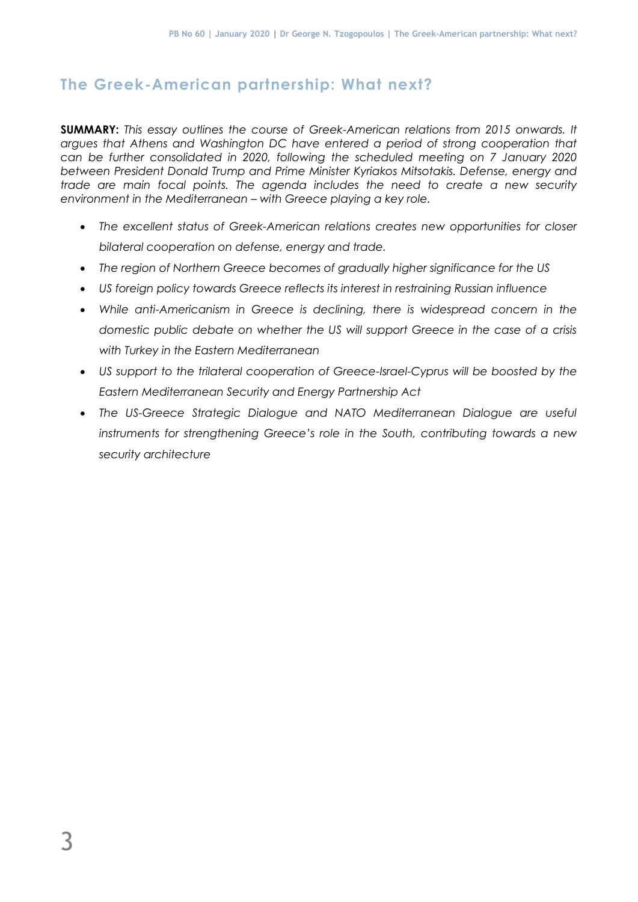## The Greek-American partnership: What next?

**SUMMARY:** *This essay outlines the course of Greek-American relations from 2015 onwards. It argues that Athens and Washington DC have entered a period of strong cooperation that can be further consolidated in 2020, following the scheduled meeting on 7 January 2020 between President Donald Trump and Prime Minister Kyriakos Mitsotakis. Defense, energy and trade are main focal points. The agenda includes the need to create a new security environment in the Mediterranean – with Greece playing a key role.*

- *The excellent status of Greek-American relations creates new opportunities for closer bilateral cooperation on defense, energy and trade.*
- *The region of Northern Greece becomes of gradually higher significance for the US*
- *US foreign policy towards Greece reflects its interest in restraining Russian influence*
- *While anti-Americanism in Greece is declining, there is widespread concern in the domestic public debate on whether the US will support Greece in the case of a crisis with Turkey in the Eastern Mediterranean*
- *US support to the trilateral cooperation of Greece-Israel-Cyprus will be boosted by the Eastern Mediterranean Security and Energy Partnership Act*
- *The US-Greece Strategic Dialogue and NATO Mediterranean Dialogue are useful instruments for strengthening Greece's role in the South, contributing towards a new security architecture*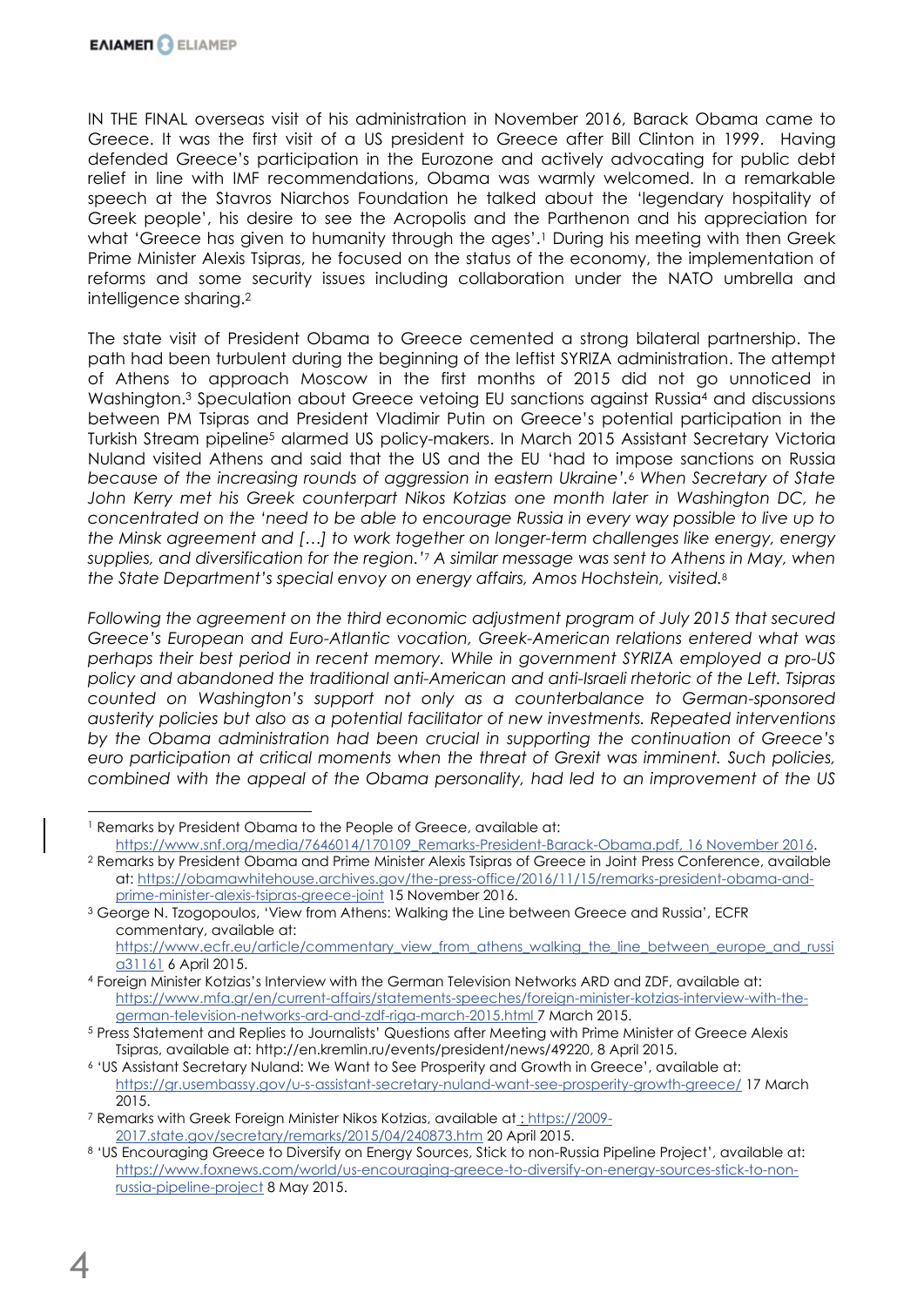IN THE FINAL overseas visit of his administration in November 2016, Barack Obama came to Greece. It was the first visit of a US president to Greece after Bill Clinton in 1999. Having defended Greece's participation in the Eurozone and actively advocating for public debt relief in line with IMF recommendations, Obama was warmly welcomed. In a remarkable speech at the Stavros Niarchos Foundation he talked about the 'legendary hospitality of Greek people', his desire to see the Acropolis and the Parthenon and his appreciation for what 'Greece has given to humanity through the ages'.[1] During his meeting with then Greek Prime Minister Alexis Tsipras, he focused on the status of the economy, the implementation of reforms and some security issues including collaboration under the NATO umbrella and intelligence sharing.[2]

The state visit of President Obama to Greece cemented a strong bilateral partnership. The path had been turbulent during the beginning of the leftist SYRIZA administration. The attempt of Athens to approach Moscow in the first months of 2015 did not go unnoticed in Washington.[3] Speculation about Greece vetoing EU sanctions against Russia[4] and discussions between PM Tsipras and President Vladimir Putin on Greece's potential participation in the Turkish Stream pipeline[5] alarmed US policy-makers. In March 2015 Assistant Secretary Victoria Nuland visited Athens and said that the US and the EU 'had to impose sanctions on Russia *because of the increasing rounds of aggression in eastern Ukraine'.[6] When Secretary of State John Kerry met his Greek counterpart Nikos Kotzias one month later in Washington DC, he concentrated on the 'need to be able to encourage Russia in every way possible to live up to the Minsk agreement and […] to work together on longer-term challenges like energy, energy supplies, and diversification for the region.'[7] A similar message was sent to Athens in May, when the State Department's special envoy on energy affairs, Amos Hochstein, visited.[8]*

*Following the agreement on the third economic adjustment program of July 2015 that secured Greece's European and Euro-Atlantic vocation, Greek-American relations entered what was perhaps their best period in recent memory. While in government SYRIZA employed a pro-US policy and abandoned the traditional anti-American and anti-Israeli rhetoric of the Left. Tsipras counted on Washington's support not only as a counterbalance to German-sponsored austerity policies but also as a potential facilitator of new investments. Repeated interventions by the Obama administration had been crucial in supporting the continuation of Greece's euro participation at critical moments when the threat of Grexit was imminent. Such policies, combined with the appeal of the Obama personality, had led to an improvement of the US*

---

[1] Remarks by President Obama to the People of Greece, available at: https://www.snf.org/media/7646014/170109_Remarks-President-Barack-Obama.pdf, 16 November 2016.

[2] Remarks by President Obama and Prime Minister Alexis Tsipras of Greece in Joint Press Conference, available at: https://obamawhitehouse.archives.gov/the-press-office/2016/11/15/remarks-president-obama-and-prime-minister-alexis-tsipras-greece-joint 15 November 2016.

[3] George N. Tzogopoulos, 'View from Athens: Walking the Line between Greece and Russia', ECFR commentary, available at: https://www.ecfr.eu/article/commentary_view_from_athens_walking_the_line_between_europe_and_russia31161 6 April 2015.

[4] Foreign Minister Kotzias's Interview with the German Television Networks ARD and ZDF, available at: https://www.mfa.gr/en/current-affairs/statements-speeches/foreign-minister-kotzias-interview-with-the-german-television-networks-ard-and-zdf-riga-march-2015.html 7 March 2015.

[5] Press Statement and Replies to Journalists' Questions after Meeting with Prime Minister of Greece Alexis Tsipras, available at: http://en.kremlin.ru/events/president/news/49220, 8 April 2015.

[6] 'US Assistant Secretary Nuland: We Want to See Prosperity and Growth in Greece', available at: https://gr.usembassy.gov/u-s-assistant-secretary-nuland-want-see-prosperity-growth-greece/ 17 March 2015.

[7] Remarks with Greek Foreign Minister Nikos Kotzias, available at : https://2009-2017.state.gov/secretary/remarks/2015/04/240873.htm 20 April 2015.

[8] 'US Encouraging Greece to Diversify on Energy Sources, Stick to non-Russia Pipeline Project', available at: https://www.foxnews.com/world/us-encouraging-greece-to-diversify-on-energy-sources-stick-to-non-russia-pipeline-project 8 May 2015.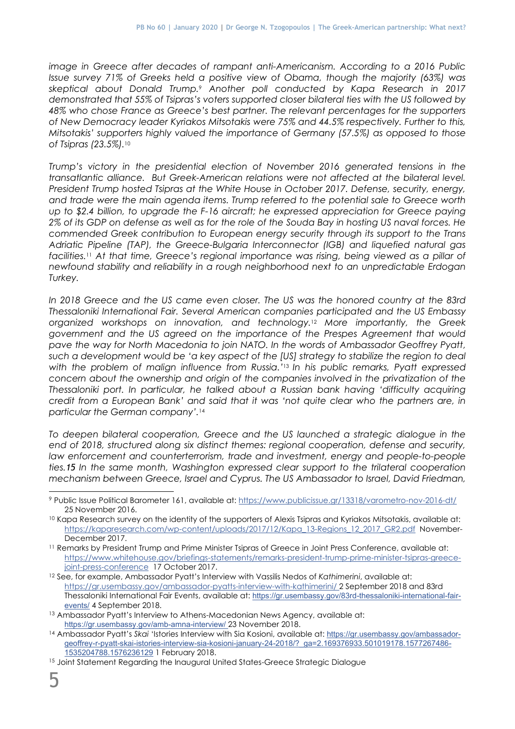*image in Greece after decades of rampant anti-Americanism. According to a 2016 Public Issue survey 71% of Greeks held a positive view of Obama, though the majority (63%) was skeptical about Donald Trump.*[9] *Another poll conducted by Kapa Research in 2017 demonstrated that 55% of Tsipras's voters supported closer bilateral ties with the US followed by 48% who chose France as Greece's best partner. The relevant percentages for the supporters of New Democracy leader Kyriakos Mitsotakis were 75% and 44.5% respectively. Further to this, Mitsotakis' supporters highly valued the importance of Germany (57.5%) as opposed to those of Tsipras (23.5%).*[10]

*Trump's victory in the presidential election of November 2016 generated tensions in the transatlantic alliance. But Greek-American relations were not affected at the bilateral level. President Trump hosted Tsipras at the White House in October 2017. Defense, security, energy, and trade were the main agenda items. Trump referred to the potential sale to Greece worth up to $2.4 billion, to upgrade the F-16 aircraft; he expressed appreciation for Greece paying 2% of its GDP on defense as well as for the role of the Souda Bay in hosting US naval forces. He commended Greek contribution to European energy security through its support to the Trans Adriatic Pipeline (TAP), the Greece-Bulgaria Interconnector (IGB) and liquefied natural gas facilities.*[11] *At that time, Greece's regional importance was rising, being viewed as a pillar of newfound stability and reliability in a rough neighborhood next to an unpredictable Erdogan Turkey.*

*In 2018 Greece and the US came even closer. The US was the honored country at the 83rd Thessaloniki International Fair. Several American companies participated and the US Embassy organized workshops on innovation, and technology.*[12] *More importantly, the Greek government and the US agreed on the importance of the Prespes Agreement that would pave the way for North Macedonia to join NATO. In the words of Ambassador Geoffrey Pyatt, such a development would be 'a key aspect of the [US] strategy to stabilize the region to deal with the problem of malign influence from Russia.'*[13] *In his public remarks, Pyatt expressed concern about the ownership and origin of the companies involved in the privatization of the Thessaloniki port. In particular, he talked about a Russian bank having 'difficulty acquiring credit from a European Bank' and said that it was 'not quite clear who the partners are, in particular the German company'.*[14]

*To deepen bilateral cooperation, Greece and the US launched a strategic dialogue in the end of 2018, structured along six distinct themes: regional cooperation, defense and security, law enforcement and counterterrorism, trade and investment, energy and people-to-people ties.**15** In the same month, Washington expressed clear support to the trilateral cooperation mechanism between Greece, Israel and Cyprus. The US Ambassador to Israel, David Friedman,*

---

[9] Public Issue Political Barometer 161, available at: https://www.publicissue.gr/13318/varometro-nov-2016-dt/ 25 November 2016.

[10] Kapa Research survey on the identity of the supporters of Alexis Tsipras and Kyriakos Mitsotakis, available at: https://kaparesearch.com/wp-content/uploads/2017/12/Kapa_13-Regions_12_2017_GR2.pdf November-December 2017.

[11] Remarks by President Trump and Prime Minister Tsipras of Greece in Joint Press Conference, available at: https://www.whitehouse.gov/briefings-statements/remarks-president-trump-prime-minister-tsipras-greece-joint-press-conference 17 October 2017.

[12] See, for example, Ambassador Pyatt's Interview with Vassilis Nedos of *Kathimerini*, available at: https://gr.usembassy.gov/ambassador-pyatts-interview-with-kathimerini/ 2 September 2018 and 83rd Thessaloniki International Fair Events, available at: https://gr.usembassy.gov/83rd-thessaloniki-international-fair-events/ 4 September 2018.

[13] Ambassador Pyatt's Interview to Athens-Macedonian News Agency, available at: https://gr.usembassy.gov/amb-amna-interview/ 23 November 2018.

[14] Ambassador Pyatt's *Skai* 'Istories Interview with Sia Kosioni, available at: https://gr.usembassy.gov/ambassador-geoffrey-r-pyatt-skai-istories-interview-sia-kosioni-january-24-2018/?_ga=2.169376933.501019178.1577267486-1535204788.1576236129 1 February 2018.

[15] Joint Statement Regarding the Inaugural United States-Greece Strategic Dialogue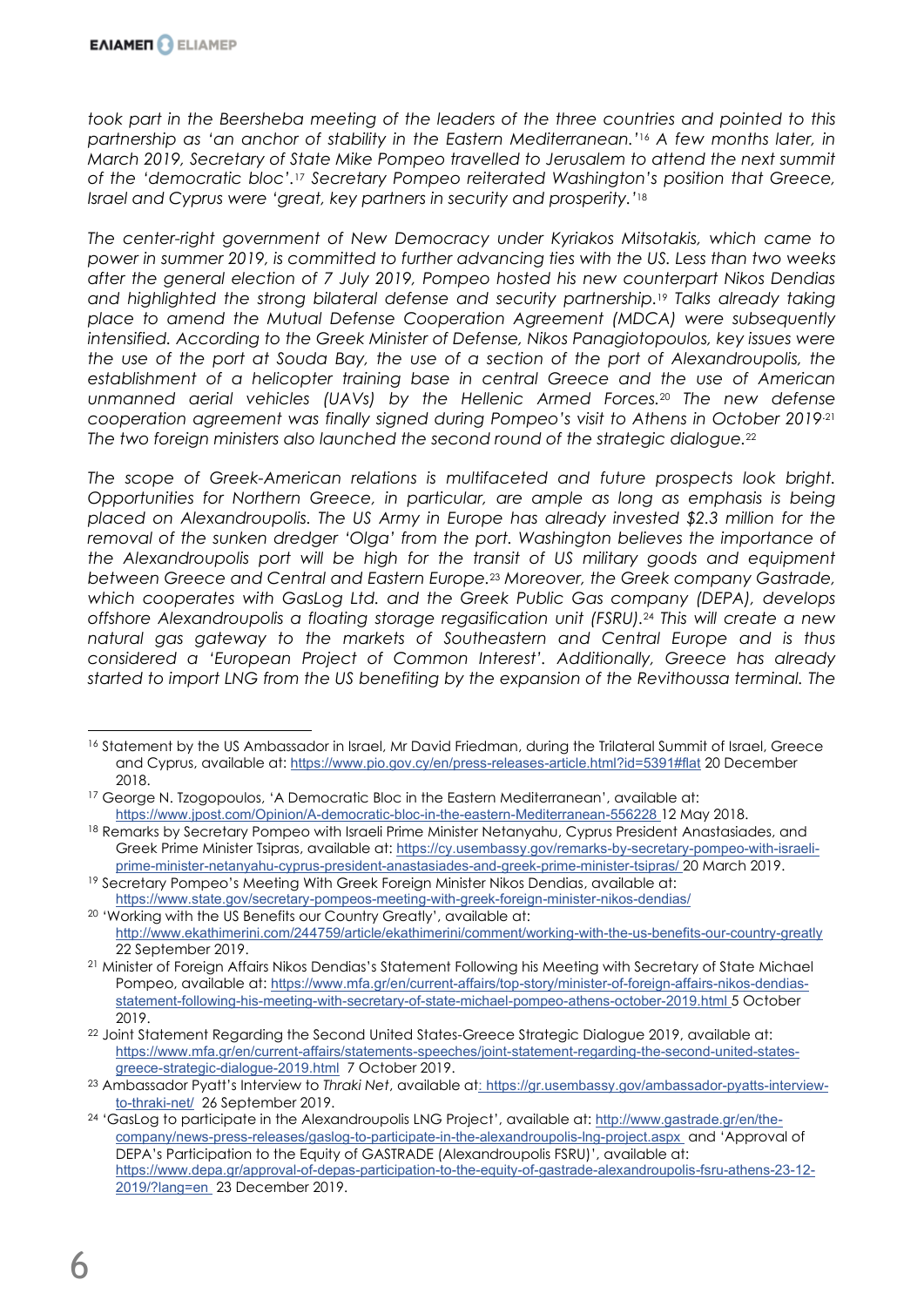*took part in the Beersheba meeting of the leaders of the three countries and pointed to this partnership as 'an anchor of stability in the Eastern Mediterranean.'*[16] *A few months later, in March 2019, Secretary of State Mike Pompeo travelled to Jerusalem to attend the next summit of the 'democratic bloc'.*[17] *Secretary Pompeo reiterated Washington's position that Greece, Israel and Cyprus were 'great, key partners in security and prosperity.'*[18]

*The center-right government of New Democracy under Kyriakos Mitsotakis, which came to power in summer 2019, is committed to further advancing ties with the US. Less than two weeks after the general election of 7 July 2019, Pompeo hosted his new counterpart Nikos Dendias and highlighted the strong bilateral defense and security partnership.*[19] *Talks already taking place to amend the Mutual Defense Cooperation Agreement (MDCA) were subsequently intensified. According to the Greek Minister of Defense, Nikos Panagiotopoulos, key issues were the use of the port at Souda Bay, the use of a section of the port of Alexandroupolis, the establishment of a helicopter training base in central Greece and the use of American unmanned aerial vehicles (UAVs) by the Hellenic Armed Forces.*[20] *The new defense cooperation agreement was finally signed during Pompeo's visit to Athens in October 2019.*[21] *The two foreign ministers also launched the second round of the strategic dialogue.*[22]

*The scope of Greek-American relations is multifaceted and future prospects look bright. Opportunities for Northern Greece, in particular, are ample as long as emphasis is being placed on Alexandroupolis. The US Army in Europe has already invested $2.3 million for the removal of the sunken dredger 'Olga' from the port. Washington believes the importance of the Alexandroupolis port will be high for the transit of US military goods and equipment between Greece and Central and Eastern Europe.*[23] *Moreover, the Greek company Gastrade, which cooperates with GasLog Ltd. and the Greek Public Gas company (DEPA), develops offshore Alexandroupolis a floating storage regasification unit (FSRU).*[24] *This will create a new natural gas gateway to the markets of Southeastern and Central Europe and is thus considered a 'European Project of Common Interest'. Additionally, Greece has already started to import LNG from the US benefiting by the expansion of the Revithoussa terminal. The*

---

[16] Statement by the US Ambassador in Israel, Mr David Friedman, during the Trilateral Summit of Israel, Greece and Cyprus, available at: https://www.pio.gov.cy/en/press-releases-article.html?id=5391#flat 20 December 2018.

[17] George N. Tzogopoulos, 'A Democratic Bloc in the Eastern Mediterranean', available at: https://www.jpost.com/Opinion/A-democratic-bloc-in-the-eastern-Mediterranean-556228 12 May 2018.

[18] Remarks by Secretary Pompeo with Israeli Prime Minister Netanyahu, Cyprus President Anastasiades, and Greek Prime Minister Tsipras, available at: https://cy.usembassy.gov/remarks-by-secretary-pompeo-with-israeli-prime-minister-netanyahu-cyprus-president-anastasiades-and-greek-prime-minister-tsipras/ 20 March 2019.

[19] Secretary Pompeo's Meeting With Greek Foreign Minister Nikos Dendias, available at: https://www.state.gov/secretary-pompeos-meeting-with-greek-foreign-minister-nikos-dendias/

[20] 'Working with the US Benefits our Country Greatly', available at: http://www.ekathimerini.com/244759/article/ekathimerini/comment/working-with-the-us-benefits-our-country-greatly 22 September 2019.

[21] Minister of Foreign Affairs Nikos Dendias's Statement Following his Meeting with Secretary of State Michael Pompeo, available at: https://www.mfa.gr/en/current-affairs/top-story/minister-of-foreign-affairs-nikos-dendias-statement-following-his-meeting-with-secretary-of-state-michael-pompeo-athens-october-2019.html 5 October 2019.

[22] Joint Statement Regarding the Second United States-Greece Strategic Dialogue 2019, available at: https://www.mfa.gr/en/current-affairs/statements-speeches/joint-statement-regarding-the-second-united-states-greece-strategic-dialogue-2019.html 7 October 2019.

[23] Ambassador Pyatt's Interview to *Thraki Net*, available at: https://gr.usembassy.gov/ambassador-pyatts-interview-to-thraki-net/ 26 September 2019.

[24] 'GasLog to participate in the Alexandroupolis LNG Project', available at: http://www.gastrade.gr/en/the-company/news-press-releases/gaslog-to-participate-in-the-alexandroupolis-lng-project.aspx and 'Approval of DEPA's Participation to the Equity of GASTRADE (Alexandroupolis FSRU)', available at: https://www.depa.gr/approval-of-depas-participation-to-the-equity-of-gastrade-alexandroupolis-fsru-athens-23-12-2019/?lang=en 23 December 2019.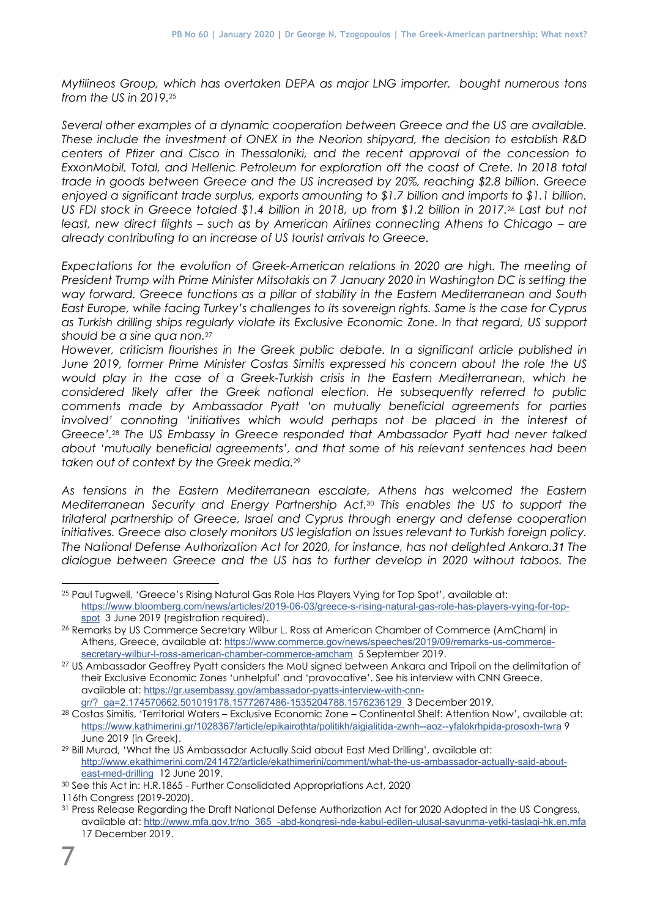*Mytilineos Group, which has overtaken DEPA as major LNG importer, bought numerous tons from the US in 2019.*[25]

*Several other examples of a dynamic cooperation between Greece and the US are available. These include the investment of ONEX in the Neorion shipyard, the decision to establish R&D centers of Pfizer and Cisco in Thessaloniki, and the recent approval of the concession to ExxonMobil, Total, and Hellenic Petroleum for exploration off the coast of Crete. In 2018 total trade in goods between Greece and the US increased by 20%, reaching $2.8 billion. Greece enjoyed a significant trade surplus, exports amounting to $1.7 billion and imports to $1.1 billion. US FDI stock in Greece totaled $1.4 billion in 2018, up from $1.2 billion in 2017.*[26] *Last but not least, new direct flights – such as by American Airlines connecting Athens to Chicago – are already contributing to an increase of US tourist arrivals to Greece.*

*Expectations for the evolution of Greek-American relations in 2020 are high. The meeting of President Trump with Prime Minister Mitsotakis on 7 January 2020 in Washington DC is setting the way forward. Greece functions as a pillar of stability in the Eastern Mediterranean and South East Europe, while facing Turkey's challenges to its sovereign rights. Same is the case for Cyprus as Turkish drilling ships regularly violate its Exclusive Economic Zone. In that regard, US support should be a sine qua non.*[27]

*However, criticism flourishes in the Greek public debate. In a significant article published in June 2019, former Prime Minister Costas Simitis expressed his concern about the role the US would play in the case of a Greek-Turkish crisis in the Eastern Mediterranean, which he considered likely after the Greek national election. He subsequently referred to public comments made by Ambassador Pyatt 'on mutually beneficial agreements for parties involved' connoting 'initiatives which would perhaps not be placed in the interest of Greece'.*[28] *The US Embassy in Greece responded that Ambassador Pyatt had never talked about 'mutually beneficial agreements', and that some of his relevant sentences had been taken out of context by the Greek media.*[29]

*As tensions in the Eastern Mediterranean escalate, Athens has welcomed the Eastern Mediterranean Security and Energy Partnership Act.*[30] *This enables the US to support the trilateral partnership of Greece, Israel and Cyprus through energy and defense cooperation initiatives. Greece also closely monitors US legislation on issues relevant to Turkish foreign policy. The National Defense Authorization Act for 2020, for instance, has not delighted Ankara.**31** *The dialogue between Greece and the US has to further develop in 2020 without taboos. The*

---

[25] Paul Tugwell, 'Greece's Rising Natural Gas Role Has Players Vying for Top Spot', available at: https://www.bloomberg.com/news/articles/2019-06-03/greece-s-rising-natural-gas-role-has-players-vying-for-top-spot 3 June 2019 (registration required).

[26] Remarks by US Commerce Secretary Wilbur L. Ross at American Chamber of Commerce (AmCham) in Athens, Greece, available at: https://www.commerce.gov/news/speeches/2019/09/remarks-us-commerce-secretary-wilbur-l-ross-american-chamber-commerce-amcham 5 September 2019.

[27] US Ambassador Geoffrey Pyatt considers the MoU signed between Ankara and Tripoli on the delimitation of their Exclusive Economic Zones 'unhelpful' and 'provocative'. See his interview with CNN Greece, available at: https://gr.usembassy.gov/ambassador-pyatts-interview-with-cnn-gr/?_ga=2.174570662.501019178.1577267486-1535204788.1576236129 3 December 2019.

[28] Costas Simitis, 'Territorial Waters – Exclusive Economic Zone – Continental Shelf: Attention Now', available at: https://www.kathimerini.gr/1028367/article/epikairothta/politikh/aigialitida-zwnh--aoz--yfalokrhpida-prosoxh-twra 9 June 2019 (in Greek).

[29] Bill Murad, 'What the US Ambassador Actually Said about East Med Drilling', available at: http://www.ekathimerini.com/241472/article/ekathimerini/comment/what-the-us-ambassador-actually-said-about-east-med-drilling 12 June 2019.

[30] See this Act in: H.R.1865 - Further Consolidated Appropriations Act, 2020 116th Congress (2019-2020).

[31] Press Release Regarding the Draft National Defense Authorization Act for 2020 Adopted in the US Congress, available at: http://www.mfa.gov.tr/no_365_-abd-kongresi-nde-kabul-edilen-ulusal-savunma-yetki-taslagi-hk.en.mfa 17 December 2019.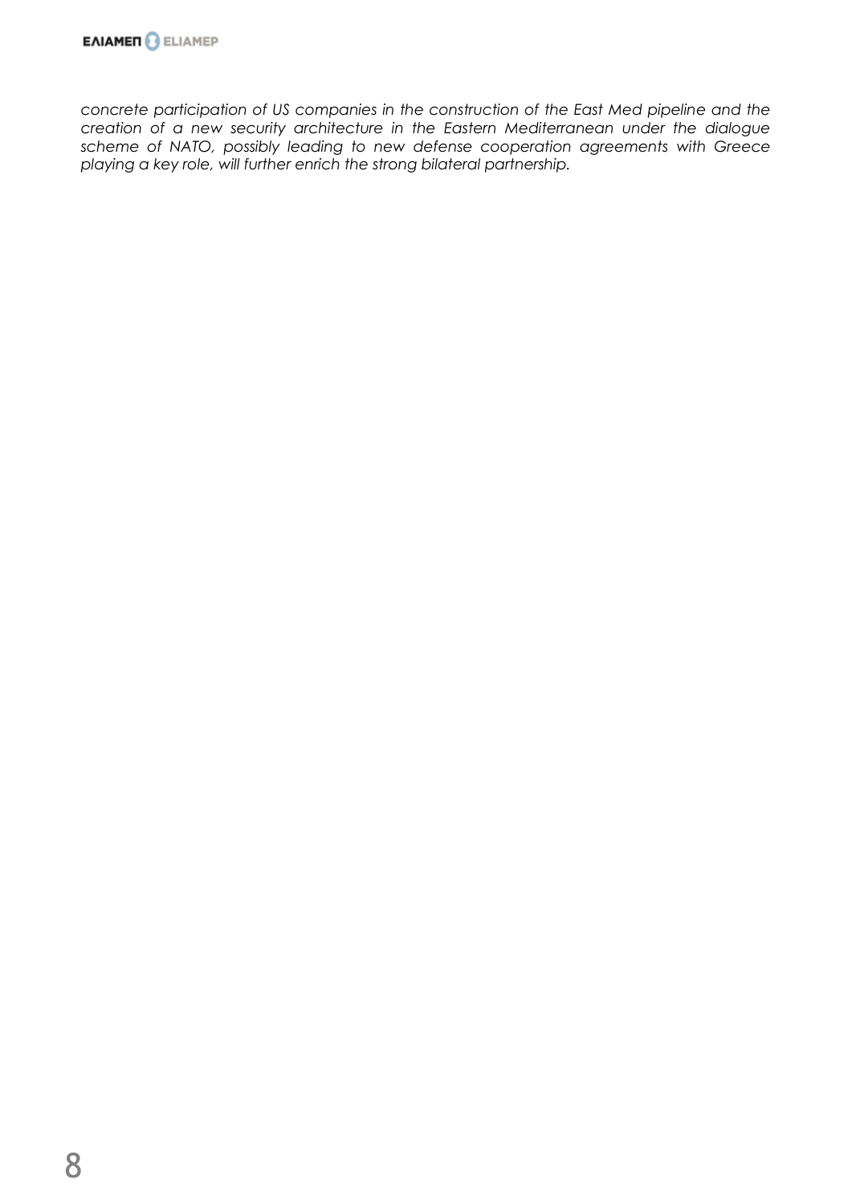*concrete participation of US companies in the construction of the East Med pipeline and the creation of a new security architecture in the Eastern Mediterranean under the dialogue scheme of NATO, possibly leading to new defense cooperation agreements with Greece playing a key role, will further enrich the strong bilateral partnership.*